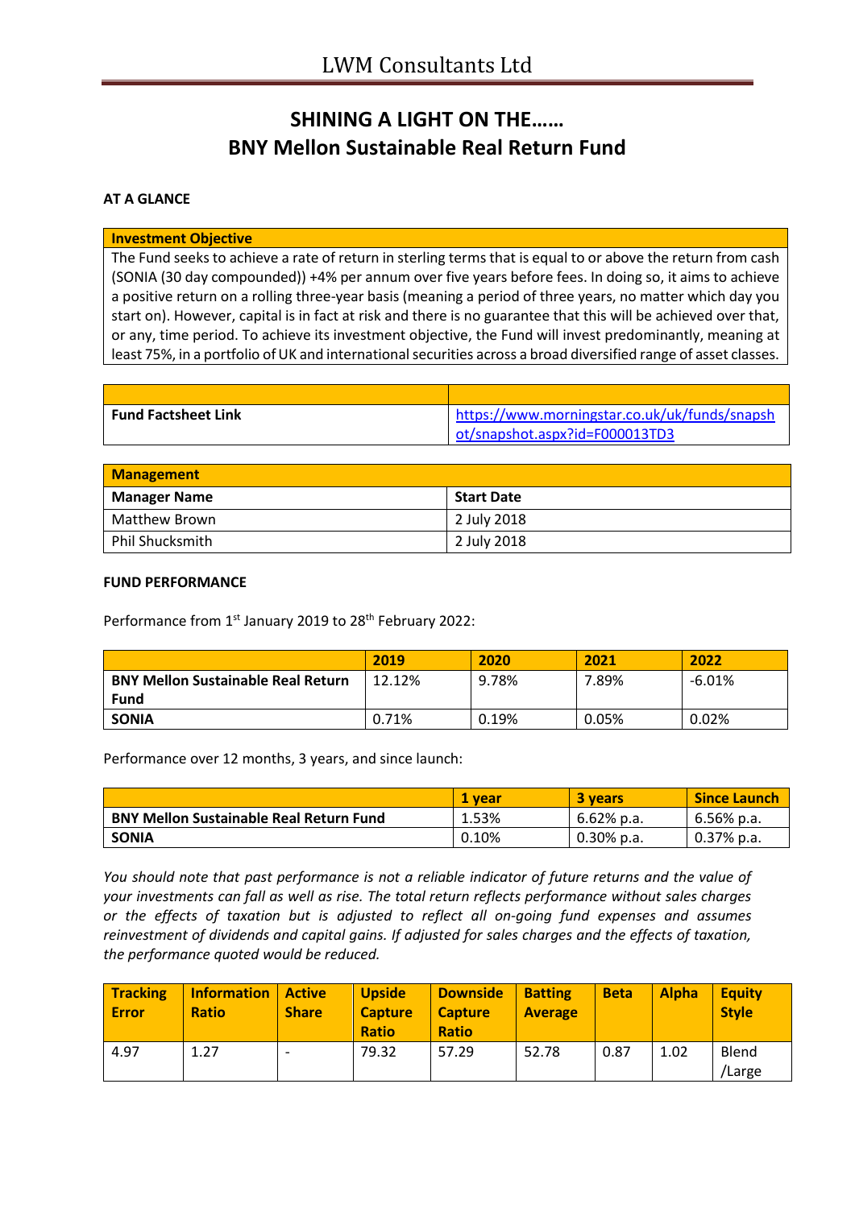# LWM Consultants Ltd

## SHINING A LIGHT ON THE……
## BNY Mellon Sustainable Real Return Fund

### AT A GLANCE

| Investment Objective |
|---|
| The Fund seeks to achieve a rate of return in sterling terms that is equal to or above the return from cash (SONIA (30 day compounded)) +4% per annum over five years before fees. In doing so, it aims to achieve a positive return on a rolling three-year basis (meaning a period of three years, no matter which day you start on). However, capital is in fact at risk and there is no guarantee that this will be achieved over that, or any, time period. To achieve its investment objective, the Fund will invest predominantly, meaning at least 75%, in a portfolio of UK and international securities across a broad diversified range of asset classes. |

| | |
|---|---|
| **Fund Factsheet Link** | https://www.morningstar.co.uk/uk/funds/snapshot/snapshot.aspx?id=F000013TD3 |

| Management | |
|---|---|
| **Manager Name** | **Start Date** |
| Matthew Brown | 2 July 2018 |
| Phil Shucksmith | 2 July 2018 |

### FUND PERFORMANCE

Performance from 1st January 2019 to 28th February 2022:

| | 2019 | 2020 | 2021 | 2022 |
|---|---|---|---|---|
| **BNY Mellon Sustainable Real Return Fund** | 12.12% | 9.78% | 7.89% | -6.01% |
| **SONIA** | 0.71% | 0.19% | 0.05% | 0.02% |

Performance over 12 months, 3 years, and since launch:

| | 1 year | 3 years | Since Launch |
|---|---|---|---|
| **BNY Mellon Sustainable Real Return Fund** | 1.53% | 6.62% p.a. | 6.56% p.a. |
| **SONIA** | 0.10% | 0.30% p.a. | 0.37% p.a. |

*You should note that past performance is not a reliable indicator of future returns and the value of your investments can fall as well as rise. The total return reflects performance without sales charges or the effects of taxation but is adjusted to reflect all on-going fund expenses and assumes reinvestment of dividends and capital gains. If adjusted for sales charges and the effects of taxation, the performance quoted would be reduced.*

| Tracking Error | Information Ratio | Active Share | Upside Capture Ratio | Downside Capture Ratio | Batting Average | Beta | Alpha | Equity Style |
|---|---|---|---|---|---|---|---|---|
| 4.97 | 1.27 | - | 79.32 | 57.29 | 52.78 | 0.87 | 1.02 | Blend /Large |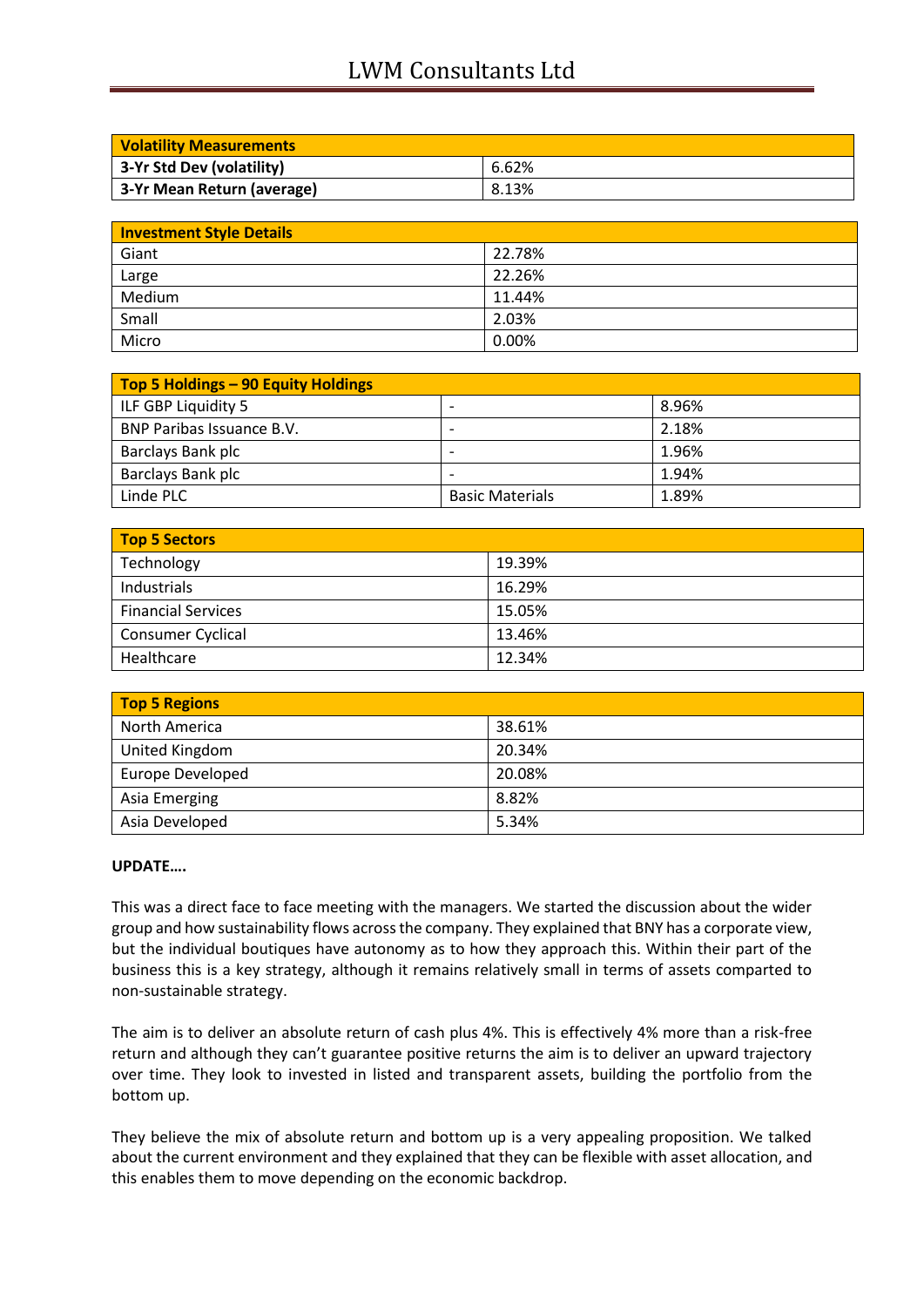| Volatility Measurements | |
|---|---|
| 3-Yr Std Dev (volatility) | 6.62% |
| 3-Yr Mean Return (average) | 8.13% |

| Investment Style Details | |
|---|---|
| Giant | 22.78% |
| Large | 22.26% |
| Medium | 11.44% |
| Small | 2.03% |
| Micro | 0.00% |

| Top 5 Holdings – 90 Equity Holdings | | |
|---|---|---|
| ILF GBP Liquidity 5 | - | 8.96% |
| BNP Paribas Issuance B.V. | - | 2.18% |
| Barclays Bank plc | - | 1.96% |
| Barclays Bank plc | - | 1.94% |
| Linde PLC | Basic Materials | 1.89% |

| Top 5 Sectors | |
|---|---|
| Technology | 19.39% |
| Industrials | 16.29% |
| Financial Services | 15.05% |
| Consumer Cyclical | 13.46% |
| Healthcare | 12.34% |

| Top 5 Regions | |
|---|---|
| North America | 38.61% |
| United Kingdom | 20.34% |
| Europe Developed | 20.08% |
| Asia Emerging | 8.82% |
| Asia Developed | 5.34% |

**UPDATE….**

This was a direct face to face meeting with the managers. We started the discussion about the wider group and how sustainability flows across the company. They explained that BNY has a corporate view, but the individual boutiques have autonomy as to how they approach this. Within their part of the business this is a key strategy, although it remains relatively small in terms of assets compared to non-sustainable strategy.

The aim is to deliver an absolute return of cash plus 4%. This is effectively 4% more than a risk-free return and although they can't guarantee positive returns the aim is to deliver an upward trajectory over time. They look to invested in listed and transparent assets, building the portfolio from the bottom up.

They believe the mix of absolute return and bottom up is a very appealing proposition. We talked about the current environment and they explained that they can be flexible with asset allocation, and this enables them to move depending on the economic backdrop.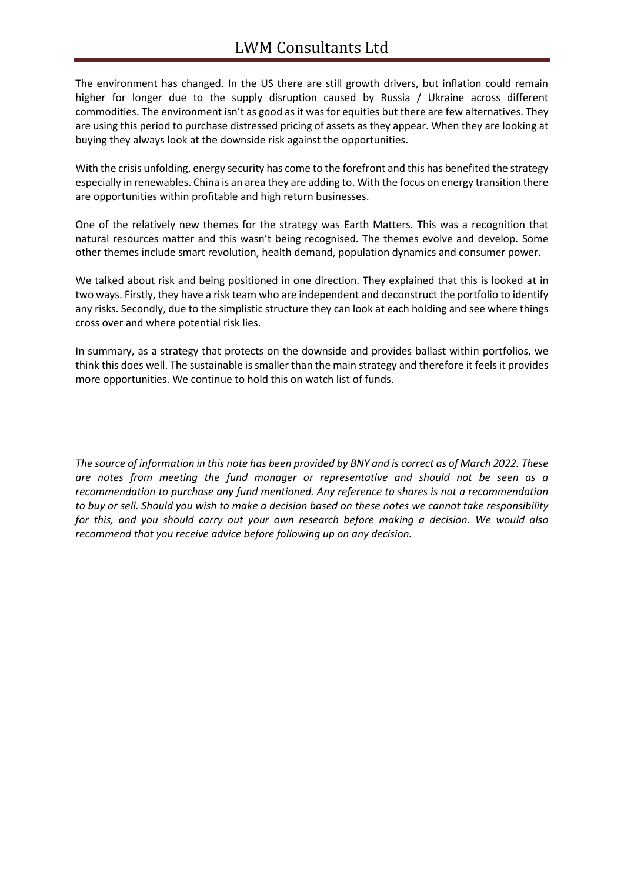The environment has changed. In the US there are still growth drivers, but inflation could remain higher for longer due to the supply disruption caused by Russia / Ukraine across different commodities. The environment isn't as good as it was for equities but there are few alternatives. They are using this period to purchase distressed pricing of assets as they appear. When they are looking at buying they always look at the downside risk against the opportunities.

With the crisis unfolding, energy security has come to the forefront and this has benefited the strategy especially in renewables. China is an area they are adding to. With the focus on energy transition there are opportunities within profitable and high return businesses.

One of the relatively new themes for the strategy was Earth Matters. This was a recognition that natural resources matter and this wasn't being recognised. The themes evolve and develop. Some other themes include smart revolution, health demand, population dynamics and consumer power.

We talked about risk and being positioned in one direction. They explained that this is looked at in two ways. Firstly, they have a risk team who are independent and deconstruct the portfolio to identify any risks. Secondly, due to the simplistic structure they can look at each holding and see where things cross over and where potential risk lies.

In summary, as a strategy that protects on the downside and provides ballast within portfolios, we think this does well. The sustainable is smaller than the main strategy and therefore it feels it provides more opportunities. We continue to hold this on watch list of funds.

*The source of information in this note has been provided by BNY and is correct as of March 2022. These are notes from meeting the fund manager or representative and should not be seen as a recommendation to purchase any fund mentioned. Any reference to shares is not a recommendation to buy or sell. Should you wish to make a decision based on these notes we cannot take responsibility for this, and you should carry out your own research before making a decision. We would also recommend that you receive advice before following up on any decision.*